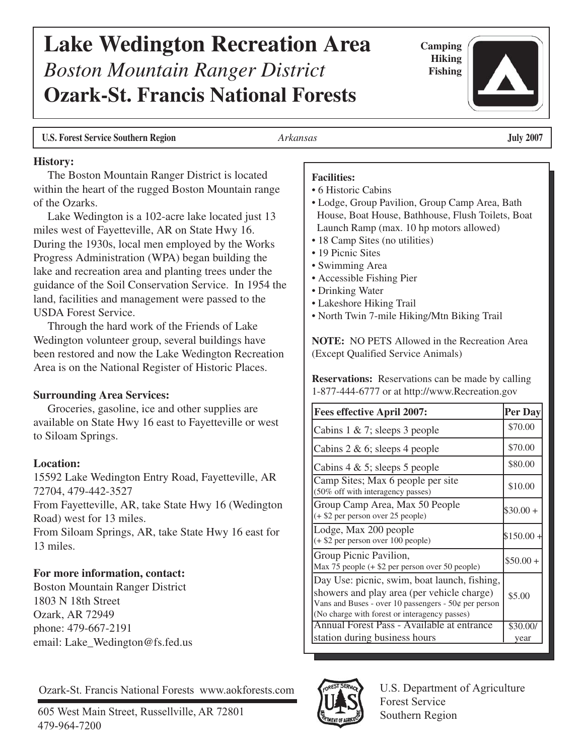# Lake Wedington Recreation Area

*Boston Mountain Ranger District*

**Ozark-St. Francis National Forests**

**Camping**
**Hiking**
**Fishing**

**U.S. Forest Service Southern Region** *Arkansas* **July 2007**

**History:**

The Boston Mountain Ranger District is located within the heart of the rugged Boston Mountain range of the Ozarks.

Lake Wedington is a 102-acre lake located just 13 miles west of Fayetteville, AR on State Hwy 16. During the 1930s, local men employed by the Works Progress Administration (WPA) began building the lake and recreation area and planting trees under the guidance of the Soil Conservation Service. In 1954 the land, facilities and management were passed to the USDA Forest Service.

Through the hard work of the Friends of Lake Wedington volunteer group, several buildings have been restored and now the Lake Wedington Recreation Area is on the National Register of Historic Places.

**Surrounding Area Services:**

Groceries, gasoline, ice and other supplies are available on State Hwy 16 east to Fayetteville or west to Siloam Springs.

**Location:**

15592 Lake Wedington Entry Road, Fayetteville, AR 72704, 479-442-3527
From Fayetteville, AR, take State Hwy 16 (Wedington Road) west for 13 miles.
From Siloam Springs, AR, take State Hwy 16 east for 13 miles.

**For more information, contact:**

Boston Mountain Ranger District
1803 N 18th Street
Ozark, AR 72949
phone: 479-667-2191
email: Lake_Wedington@fs.fed.us

**Facilities:**

- 6 Historic Cabins
- Lodge, Group Pavilion, Group Camp Area, Bath House, Boat House, Bathhouse, Flush Toilets, Boat Launch Ramp (max. 10 hp motors allowed)
- 18 Camp Sites (no utilities)
- 19 Picnic Sites
- Swimming Area
- Accessible Fishing Pier
- Drinking Water
- Lakeshore Hiking Trail
- North Twin 7-mile Hiking/Mtn Biking Trail

**NOTE:** NO PETS Allowed in the Recreation Area (Except Qualified Service Animals)

**Reservations:** Reservations can be made by calling 1-877-444-6777 or at http://www.Recreation.gov

| Fees effective April 2007: | Per Day |
|---|---|
| Cabins 1 & 7; sleeps 3 people | $70.00 |
| Cabins 2 & 6; sleeps 4 people | $70.00 |
| Cabins 4 & 5; sleeps 5 people | $80.00 |
| Camp Sites; Max 6 people per site (50% off with interagency passes) | $10.00 |
| Group Camp Area, Max 50 People (+ $2 per person over 25 people) | $30.00 + |
| Lodge, Max 200 people (+ $2 per person over 100 people) | $150.00 + |
| Group Picnic Pavilion, Max 75 people (+ $2 per person over 50 people) | $50.00 + |
| Day Use: picnic, swim, boat launch, fishing, showers and play area (per vehicle charge) Vans and Buses - over 10 passengers - 50¢ per person (No charge with forest or interagency passes) | $5.00 |
| Annual Forest Pass - Available at entrance station during business hours | $30.00/year |

Ozark-St. Francis National Forests www.aokforests.com

605 West Main Street, Russellville, AR 72801
479-964-7200

U.S. Department of Agriculture
Forest Service
Southern Region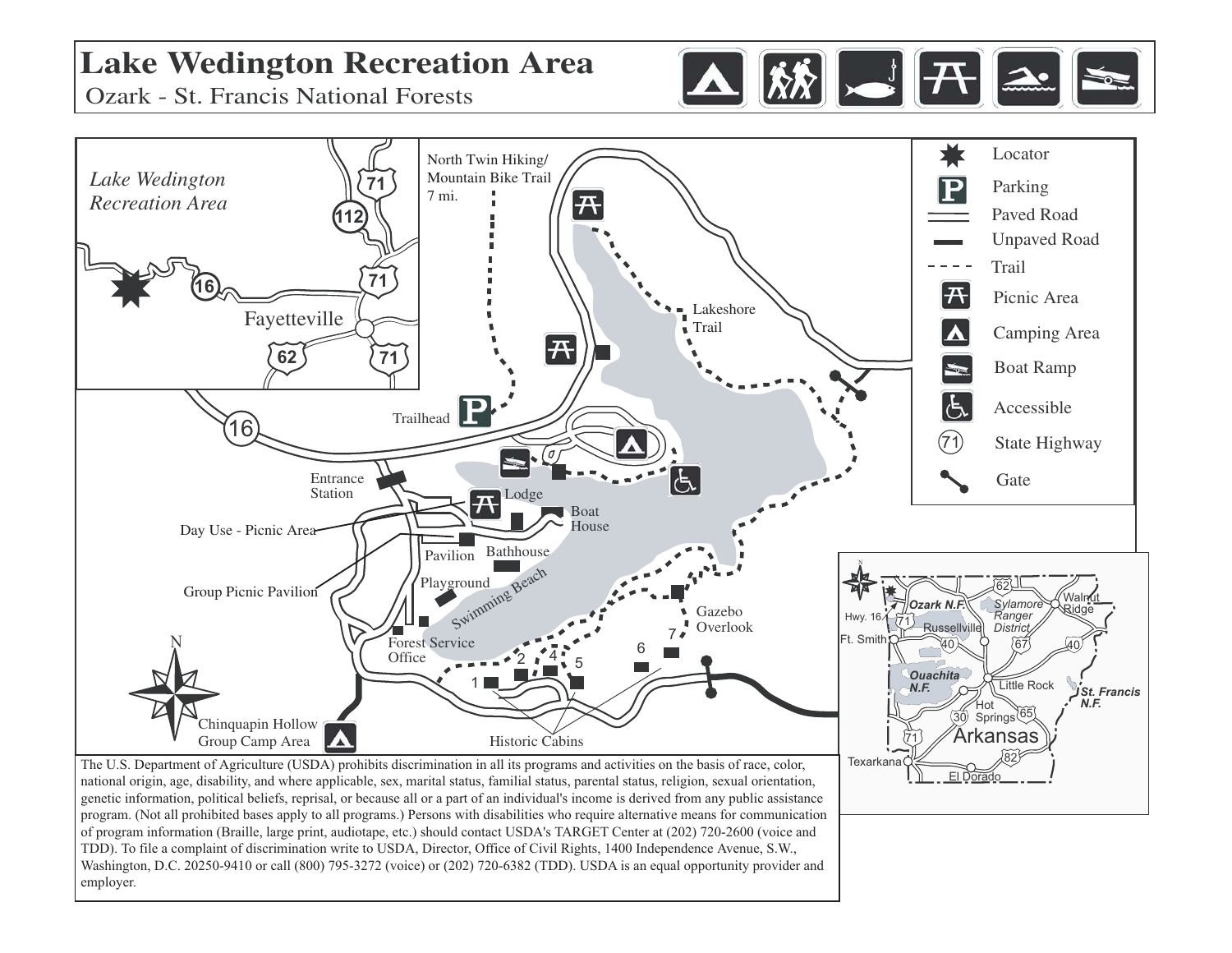# Lake Wedington Recreation Area

Ozark - St. Francis National Forests

*Lake Wedington Recreation Area*

112
71
16
Fayetteville
62
71

North Twin Hiking/
Mountain Bike Trail
7 mi.

Lakeshore
Trail

Trailhead

16

Entrance
Station

Lodge

Day Use - Picnic Area

Boat
House

Pavilion

Bathhouse

Playground

Swimming Beach

Group Picnic Pavilion

Forest Service
Office

Gazebo
Overlook

1 2 4 5 6 7

N

Chinquapin Hollow
Group Camp Area

Historic Cabins

Locator
Parking
Paved Road
Unpaved Road
Trail
Picnic Area
Camping Area
Boat Ramp
Accessible
State Highway
Gate

Hwy. 16
Ozark N.F.
Sylamore Ranger District
Walnut Ridge
62
71
Russellville
Ft. Smith
40
67
40
Ouachita N.F.
Little Rock
St. Francis N.F.
Hot Springs
30
65
71
Arkansas
Texarkana
82
El Dorado

The U.S. Department of Agriculture (USDA) prohibits discrimination in all its programs and activities on the basis of race, color, national origin, age, disability, and where applicable, sex, marital status, familial status, parental status, religion, sexual orientation, genetic information, political beliefs, reprisal, or because all or a part of an individual's income is derived from any public assistance program. (Not all prohibited bases apply to all programs.) Persons with disabilities who require alternative means for communication of program information (Braille, large print, audiotape, etc.) should contact USDA's TARGET Center at (202) 720-2600 (voice and TDD). To file a complaint of discrimination write to USDA, Director, Office of Civil Rights, 1400 Independence Avenue, S.W., Washington, D.C. 20250-9410 or call (800) 795-3272 (voice) or (202) 720-6382 (TDD). USDA is an equal opportunity provider and employer.